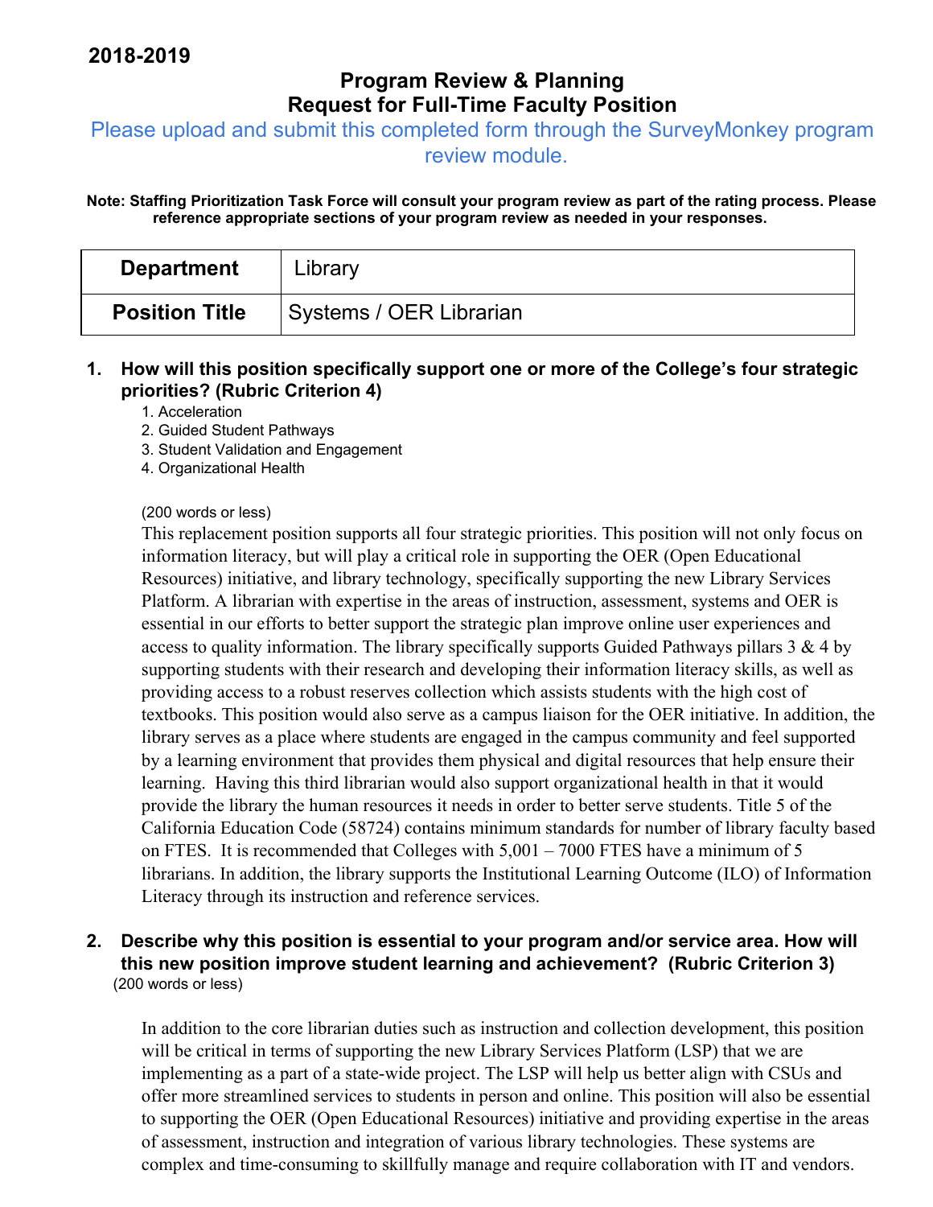**2018-2019**

# Program Review & Planning
# Request for Full-Time Faculty Position

Please upload and submit this completed form through the SurveyMonkey program review module.

**Note: Staffing Prioritization Task Force will consult your program review as part of the rating process. Please reference appropriate sections of your program review as needed in your responses.**

| **Department** | Library |
|---|---|
| **Position Title** | Systems / OER Librarian |

**1. How will this position specifically support one or more of the College's four strategic priorities? (Rubric Criterion 4)**

1. Acceleration
2. Guided Student Pathways
3. Student Validation and Engagement
4. Organizational Health

(200 words or less)

This replacement position supports all four strategic priorities. This position will not only focus on information literacy, but will play a critical role in supporting the OER (Open Educational Resources) initiative, and library technology, specifically supporting the new Library Services Platform. A librarian with expertise in the areas of instruction, assessment, systems and OER is essential in our efforts to better support the strategic plan improve online user experiences and access to quality information. The library specifically supports Guided Pathways pillars 3 & 4 by supporting students with their research and developing their information literacy skills, as well as providing access to a robust reserves collection which assists students with the high cost of textbooks. This position would also serve as a campus liaison for the OER initiative. In addition, the library serves as a place where students are engaged in the campus community and feel supported by a learning environment that provides them physical and digital resources that help ensure their learning. Having this third librarian would also support organizational health in that it would provide the library the human resources it needs in order to better serve students. Title 5 of the California Education Code (58724) contains minimum standards for number of library faculty based on FTES. It is recommended that Colleges with 5,001 – 7000 FTES have a minimum of 5 librarians. In addition, the library supports the Institutional Learning Outcome (ILO) of Information Literacy through its instruction and reference services.

**2. Describe why this position is essential to your program and/or service area. How will this new position improve student learning and achievement? (Rubric Criterion 3)**

(200 words or less)

In addition to the core librarian duties such as instruction and collection development, this position will be critical in terms of supporting the new Library Services Platform (LSP) that we are implementing as a part of a state-wide project. The LSP will help us better align with CSUs and offer more streamlined services to students in person and online. This position will also be essential to supporting the OER (Open Educational Resources) initiative and providing expertise in the areas of assessment, instruction and integration of various library technologies. These systems are complex and time-consuming to skillfully manage and require collaboration with IT and vendors.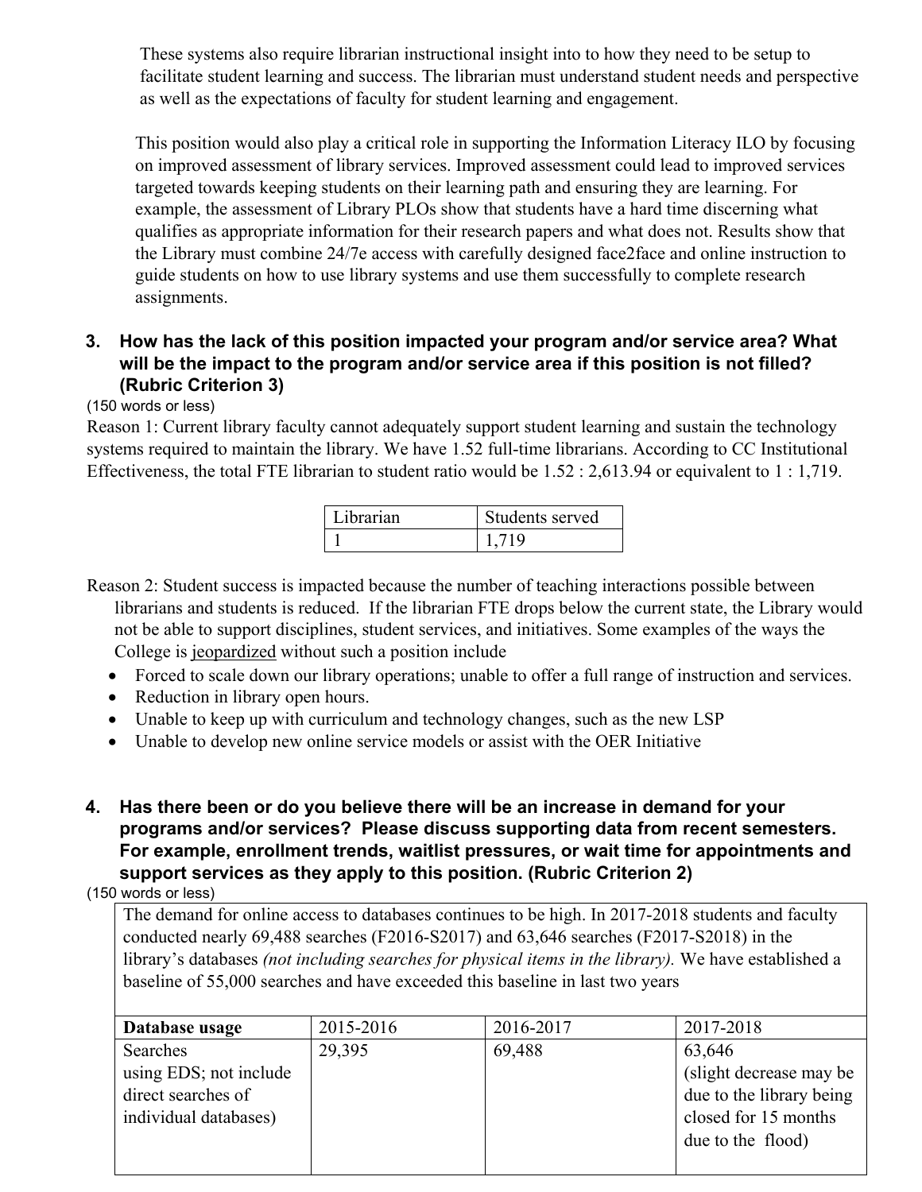These systems also require librarian instructional insight into to how they need to be setup to facilitate student learning and success. The librarian must understand student needs and perspective as well as the expectations of faculty for student learning and engagement.

This position would also play a critical role in supporting the Information Literacy ILO by focusing on improved assessment of library services. Improved assessment could lead to improved services targeted towards keeping students on their learning path and ensuring they are learning. For example, the assessment of Library PLOs show that students have a hard time discerning what qualifies as appropriate information for their research papers and what does not. Results show that the Library must combine 24/7e access with carefully designed face2face and online instruction to guide students on how to use library systems and use them successfully to complete research assignments.

**3. How has the lack of this position impacted your program and/or service area? What will be the impact to the program and/or service area if this position is not filled? (Rubric Criterion 3)**

(150 words or less)

Reason 1: Current library faculty cannot adequately support student learning and sustain the technology systems required to maintain the library. We have 1.52 full-time librarians. According to CC Institutional Effectiveness, the total FTE librarian to student ratio would be 1.52 : 2,613.94 or equivalent to 1 : 1,719.

| Librarian | Students served |
|---|---|
| 1 | 1,719 |

Reason 2: Student success is impacted because the number of teaching interactions possible between librarians and students is reduced. If the librarian FTE drops below the current state, the Library would not be able to support disciplines, student services, and initiatives. Some examples of the ways the College is jeopardized without such a position include

- Forced to scale down our library operations; unable to offer a full range of instruction and services.
- Reduction in library open hours.
- Unable to keep up with curriculum and technology changes, such as the new LSP
- Unable to develop new online service models or assist with the OER Initiative

**4. Has there been or do you believe there will be an increase in demand for your programs and/or services? Please discuss supporting data from recent semesters. For example, enrollment trends, waitlist pressures, or wait time for appointments and support services as they apply to this position. (Rubric Criterion 2)**

(150 words or less)

The demand for online access to databases continues to be high. In 2017-2018 students and faculty conducted nearly 69,488 searches (F2016-S2017) and 63,646 searches (F2017-S2018) in the library's databases *(not including searches for physical items in the library).* We have established a baseline of 55,000 searches and have exceeded this baseline in last two years

| **Database usage** | 2015-2016 | 2016-2017 | 2017-2018 |
|---|---|---|---|
| Searches using EDS; not include direct searches of individual databases) | 29,395 | 69,488 | 63,646 (slight decrease may be due to the library being closed for 15 months due to the flood) |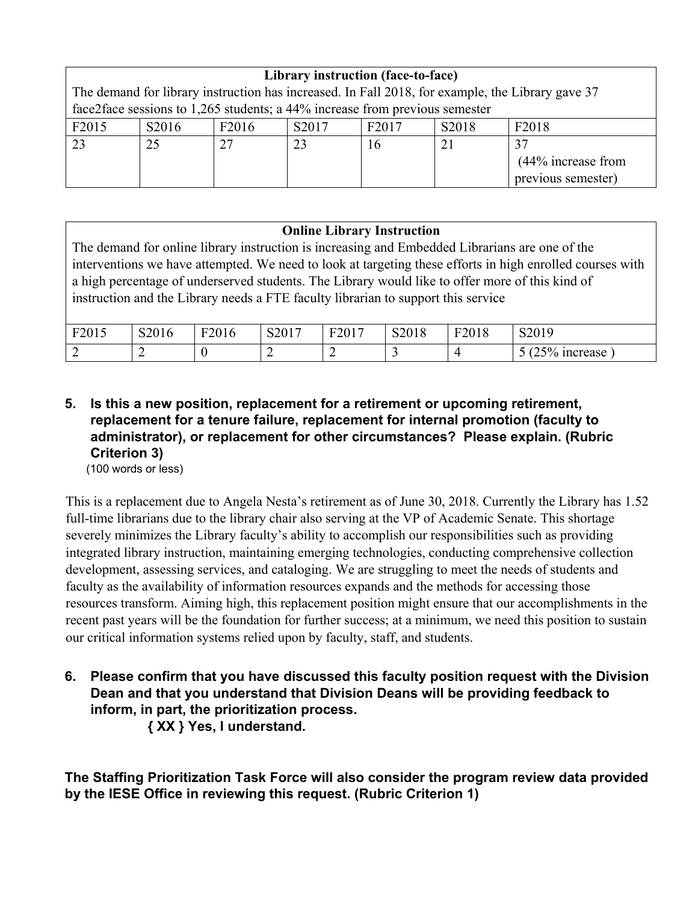| Library instruction (face-to-face) | | | | | | |
|---|---|---|---|---|---|---|
| The demand for library instruction has increased. In Fall 2018, for example, the Library gave 37 face2face sessions to 1,265 students; a 44% increase from previous semester | | | | | | |
| F2015 | S2016 | F2016 | S2017 | F2017 | S2018 | F2018 |
| 23 | 25 | 27 | 23 | 16 | 21 | 37 (44% increase from previous semester) |

| Online Library Instruction | | | | | | | |
|---|---|---|---|---|---|---|---|
| The demand for online library instruction is increasing and Embedded Librarians are one of the interventions we have attempted. We need to look at targeting these efforts in high enrolled courses with a high percentage of underserved students. The Library would like to offer more of this kind of instruction and the Library needs a FTE faculty librarian to support this service | | | | | | | |
| F2015 | S2016 | F2016 | S2017 | F2017 | S2018 | F2018 | S2019 |
| 2 | 2 | 0 | 2 | 2 | 3 | 4 | 5 (25% increase ) |

**5. Is this a new position, replacement for a retirement or upcoming retirement, replacement for a tenure failure, replacement for internal promotion (faculty to administrator), or replacement for other circumstances? Please explain. (Rubric Criterion 3)**
(100 words or less)

This is a replacement due to Angela Nesta's retirement as of June 30, 2018. Currently the Library has 1.52 full-time librarians due to the library chair also serving at the VP of Academic Senate. This shortage severely minimizes the Library faculty's ability to accomplish our responsibilities such as providing integrated library instruction, maintaining emerging technologies, conducting comprehensive collection development, assessing services, and cataloging. We are struggling to meet the needs of students and faculty as the availability of information resources expands and the methods for accessing those resources transform. Aiming high, this replacement position might ensure that our accomplishments in the recent past years will be the foundation for further success; at a minimum, we need this position to sustain our critical information systems relied upon by faculty, staff, and students.

**6. Please confirm that you have discussed this faculty position request with the Division Dean and that you understand that Division Deans will be providing feedback to inform, in part, the prioritization process.**
**{ XX } Yes, I understand.**

**The Staffing Prioritization Task Force will also consider the program review data provided by the IESE Office in reviewing this request. (Rubric Criterion 1)**